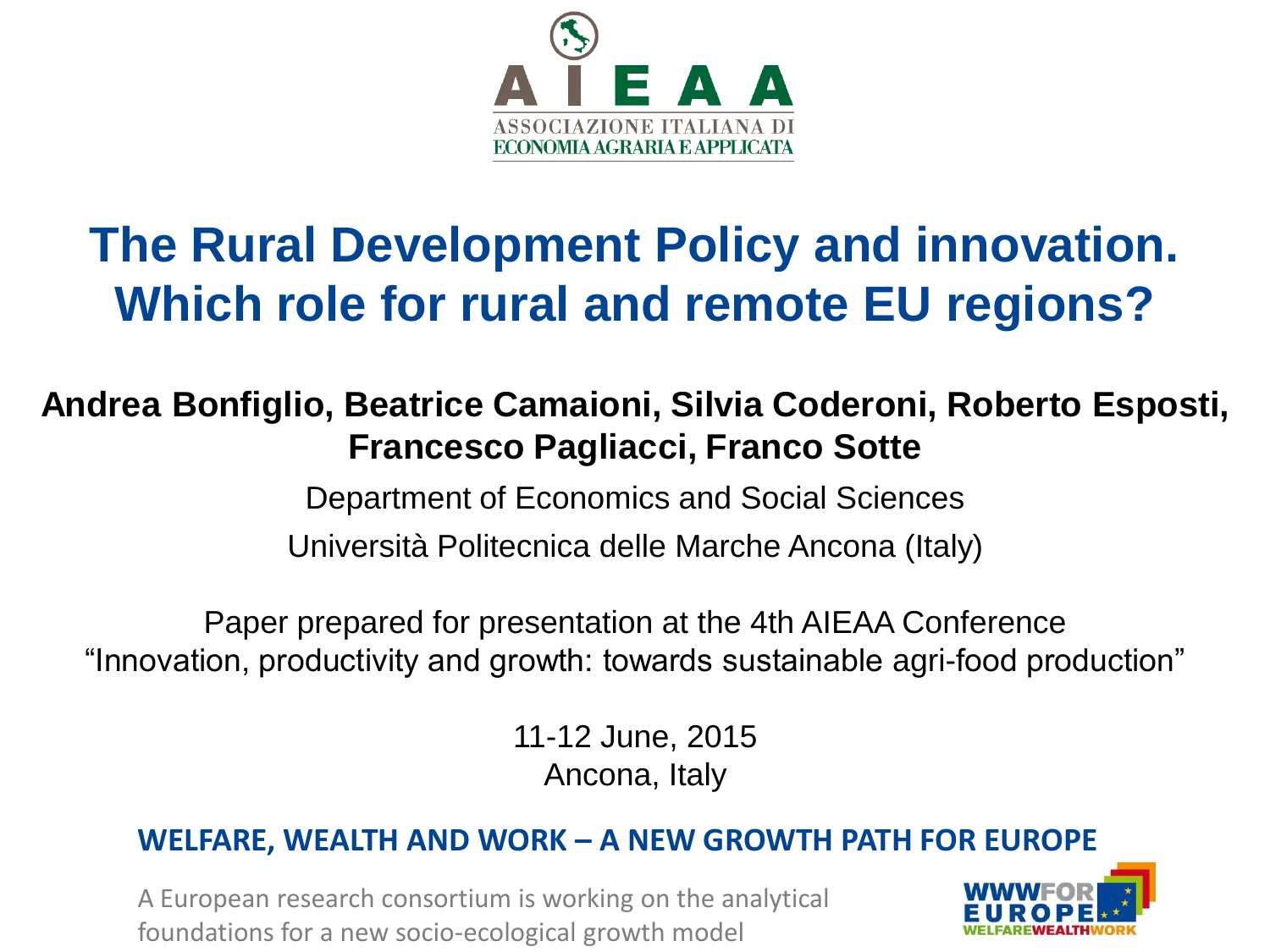AIEAA

ASSOCIAZIONE ITALIANA DI ECONOMIA AGRARIA E APPLICATA

# The Rural Development Policy and innovation. Which role for rural and remote EU regions?

**Andrea Bonfiglio, Beatrice Camaioni, Silvia Coderoni, Roberto Esposti, Francesco Pagliacci, Franco Sotte**

Department of Economics and Social Sciences

Università Politecnica delle Marche Ancona (Italy)

Paper prepared for presentation at the 4th AIEAA Conference "Innovation, productivity and growth: towards sustainable agri-food production"

11-12 June, 2015
Ancona, Italy

**WELFARE, WEALTH AND WORK – A NEW GROWTH PATH FOR EUROPE**

A European research consortium is working on the analytical foundations for a new socio-ecological growth model

WWWFOR EUROPE
WELFAREWEALTHWORK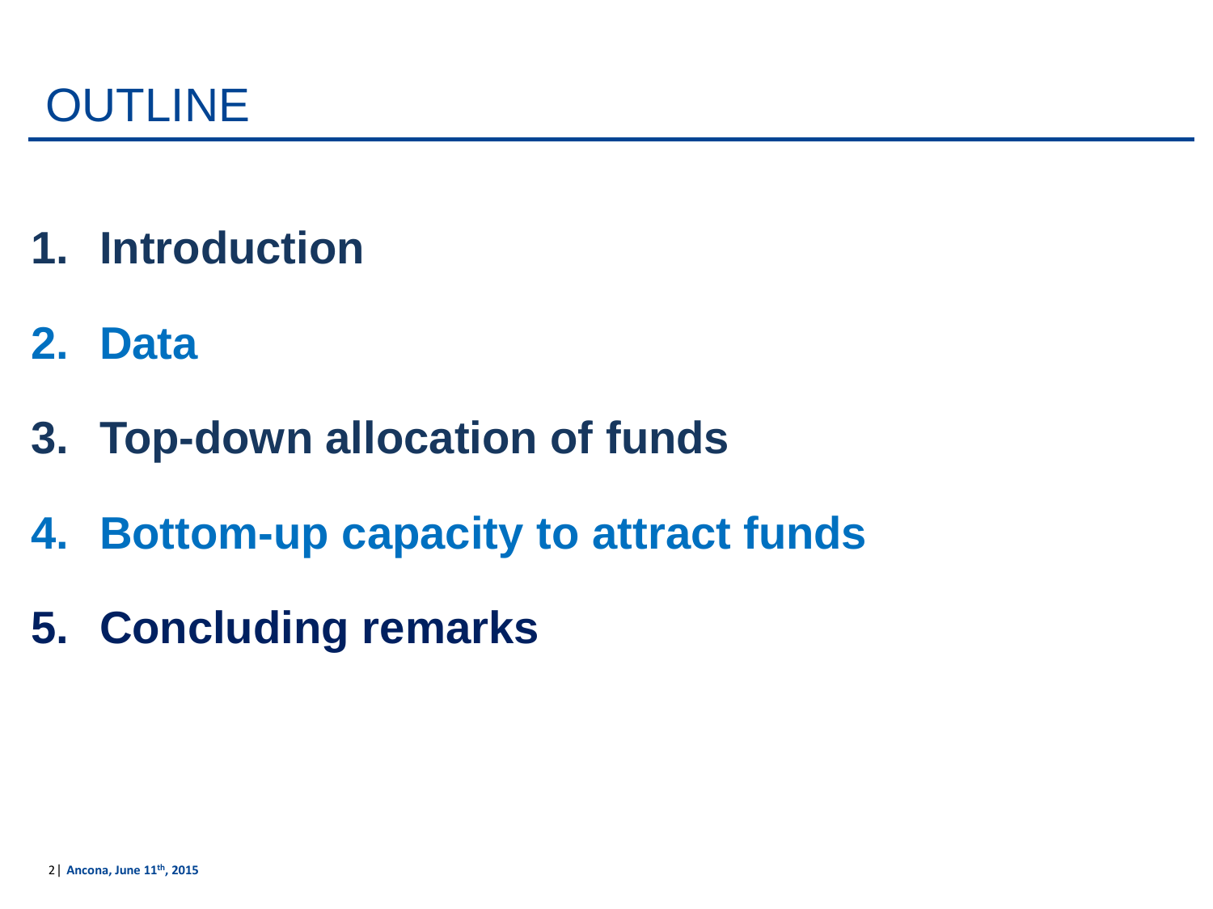# OUTLINE

1. **Introduction**
2. **Data**
3. **Top-down allocation of funds**
4. **Bottom-up capacity to attract funds**
5. **Concluding remarks**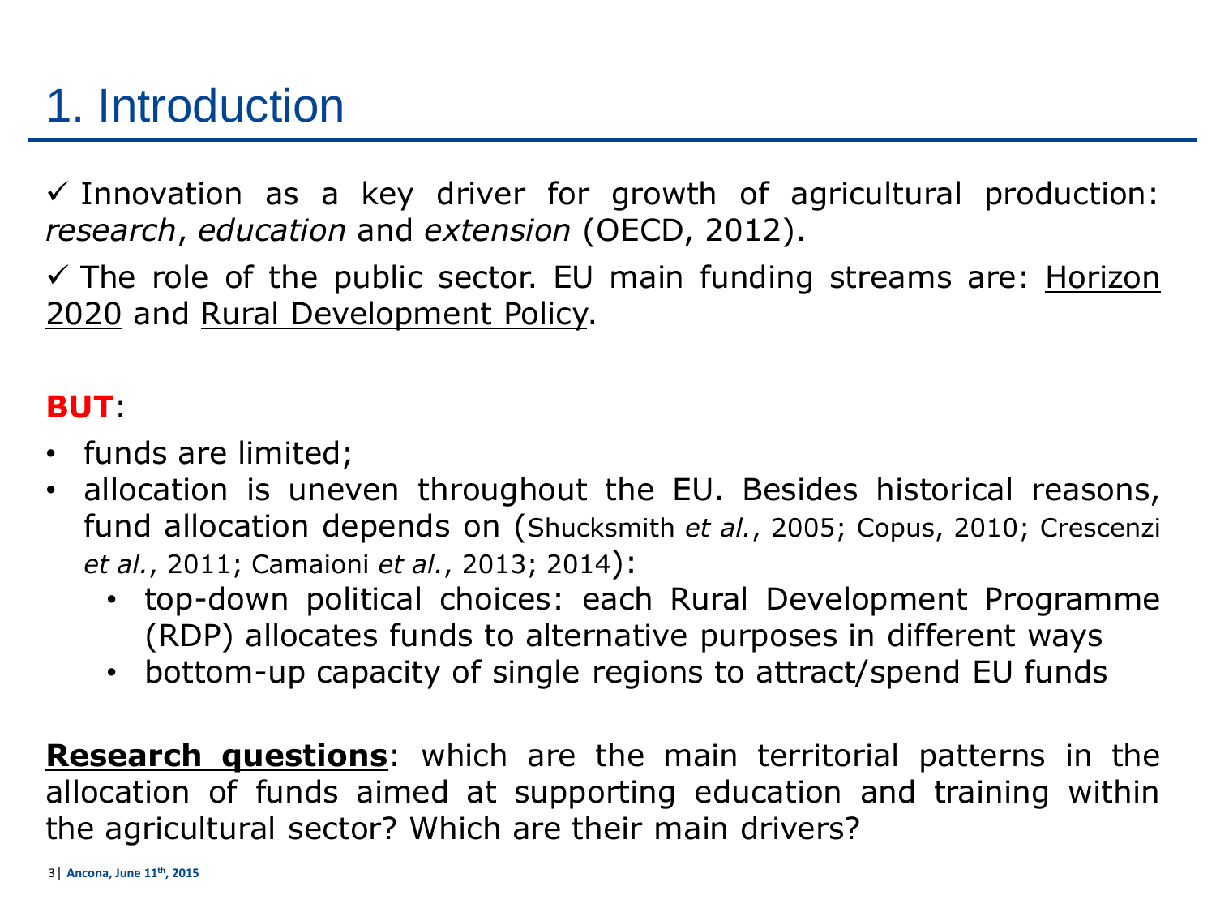# 1. Introduction

✓ Innovation as a key driver for growth of agricultural production: *research*, *education* and *extension* (OECD, 2012).

✓ The role of the public sector. EU main funding streams are: <u>Horizon 2020</u> and <u>Rural Development Policy</u>.

**BUT**:

- funds are limited;
- allocation is uneven throughout the EU. Besides historical reasons, fund allocation depends on (Shucksmith *et al.*, 2005; Copus, 2010; Crescenzi *et al.*, 2011; Camaioni *et al.*, 2013; 2014):
  - top-down political choices: each Rural Development Programme (RDP) allocates funds to alternative purposes in different ways
  - bottom-up capacity of single regions to attract/spend EU funds

<u>**Research questions**</u>: which are the main territorial patterns in the allocation of funds aimed at supporting education and training within the agricultural sector? Which are their main drivers?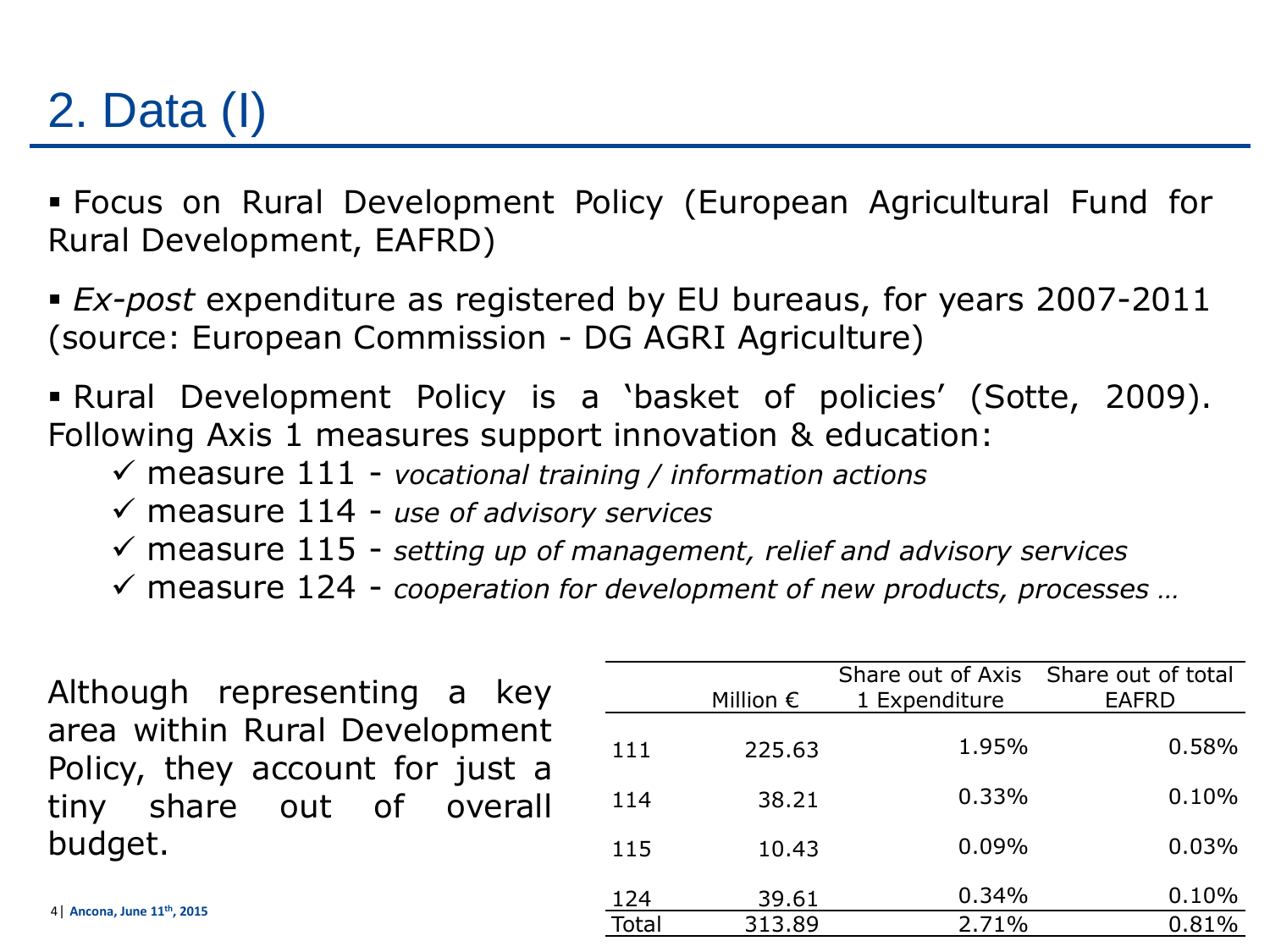# 2. Data (I)

- Focus on Rural Development Policy (European Agricultural Fund for Rural Development, EAFRD)

- *Ex-post* expenditure as registered by EU bureaus, for years 2007-2011 (source: European Commission - DG AGRI Agriculture)

- Rural Development Policy is a 'basket of policies' (Sotte, 2009). Following Axis 1 measures support innovation & education:
  - ✓ measure 111 - *vocational training / information actions*
  - ✓ measure 114 - *use of advisory services*
  - ✓ measure 115 - *setting up of management, relief and advisory services*
  - ✓ measure 124 - *cooperation for development of new products, processes …*

Although representing a key area within Rural Development Policy, they account for just a tiny share out of overall budget.

| | Million € | Share out of Axis 1 Expenditure | Share out of total EAFRD |
|---|---|---|---|
| 111 | 225.63 | 1.95% | 0.58% |
| 114 | 38.21 | 0.33% | 0.10% |
| 115 | 10.43 | 0.09% | 0.03% |
| 124 | 39.61 | 0.34% | 0.10% |
| Total | 313.89 | 2.71% | 0.81% |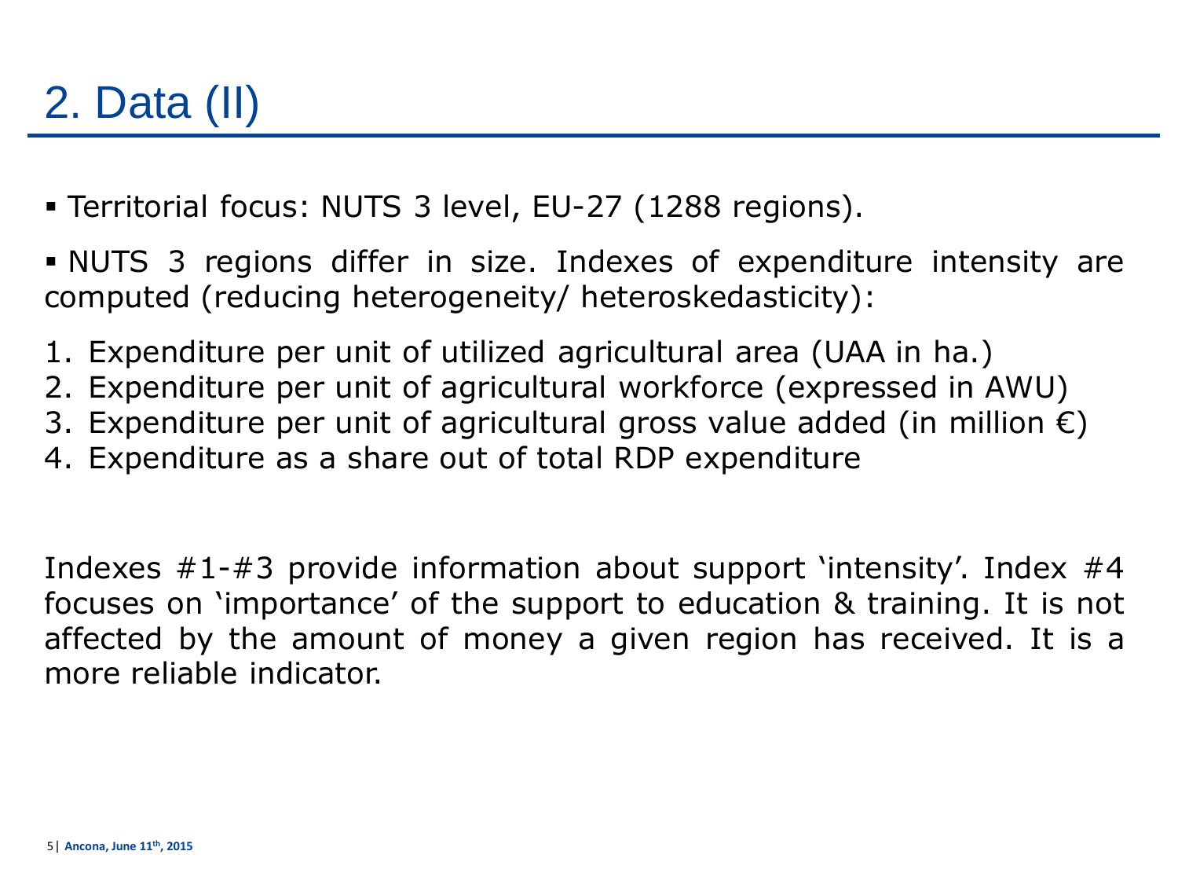# 2. Data (II)

- Territorial focus: NUTS 3 level, EU-27 (1288 regions).

- NUTS 3 regions differ in size. Indexes of expenditure intensity are computed (reducing heterogeneity/ heteroskedasticity):

1. Expenditure per unit of utilized agricultural area (UAA in ha.)
2. Expenditure per unit of agricultural workforce (expressed in AWU)
3. Expenditure per unit of agricultural gross value added (in million €)
4. Expenditure as a share out of total RDP expenditure

Indexes #1-#3 provide information about support 'intensity'. Index #4 focuses on 'importance' of the support to education & training. It is not affected by the amount of money a given region has received. It is a more reliable indicator.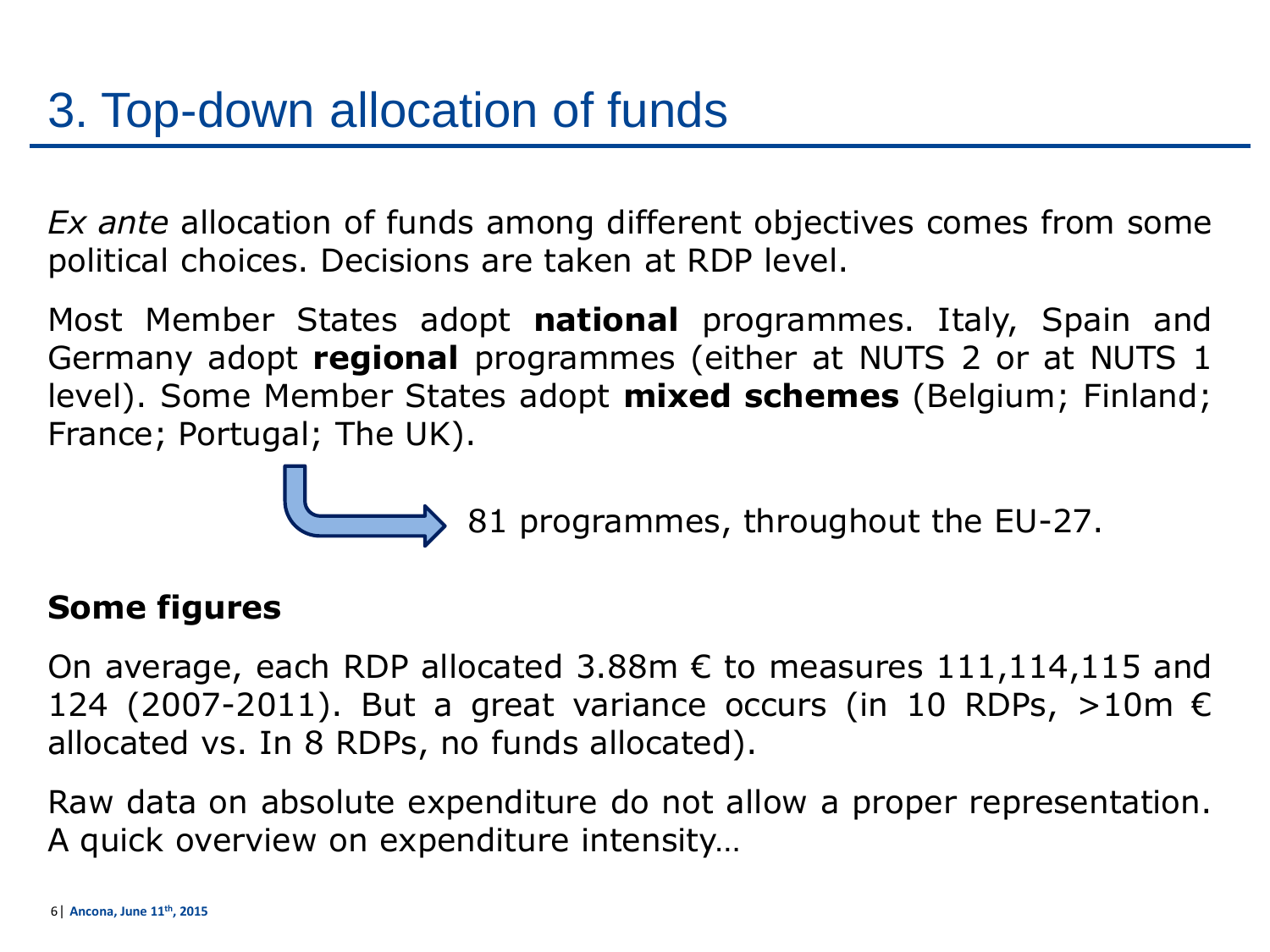# 3. Top-down allocation of funds

*Ex ante* allocation of funds among different objectives comes from some political choices. Decisions are taken at RDP level.

Most Member States adopt **national** programmes. Italy, Spain and Germany adopt **regional** programmes (either at NUTS 2 or at NUTS 1 level). Some Member States adopt **mixed schemes** (Belgium; Finland; France; Portugal; The UK).

→ 81 programmes, throughout the EU-27.

**Some figures**

On average, each RDP allocated 3.88m € to measures 111,114,115 and 124 (2007-2011). But a great variance occurs (in 10 RDPs, >10m € allocated vs. In 8 RDPs, no funds allocated).

Raw data on absolute expenditure do not allow a proper representation. A quick overview on expenditure intensity…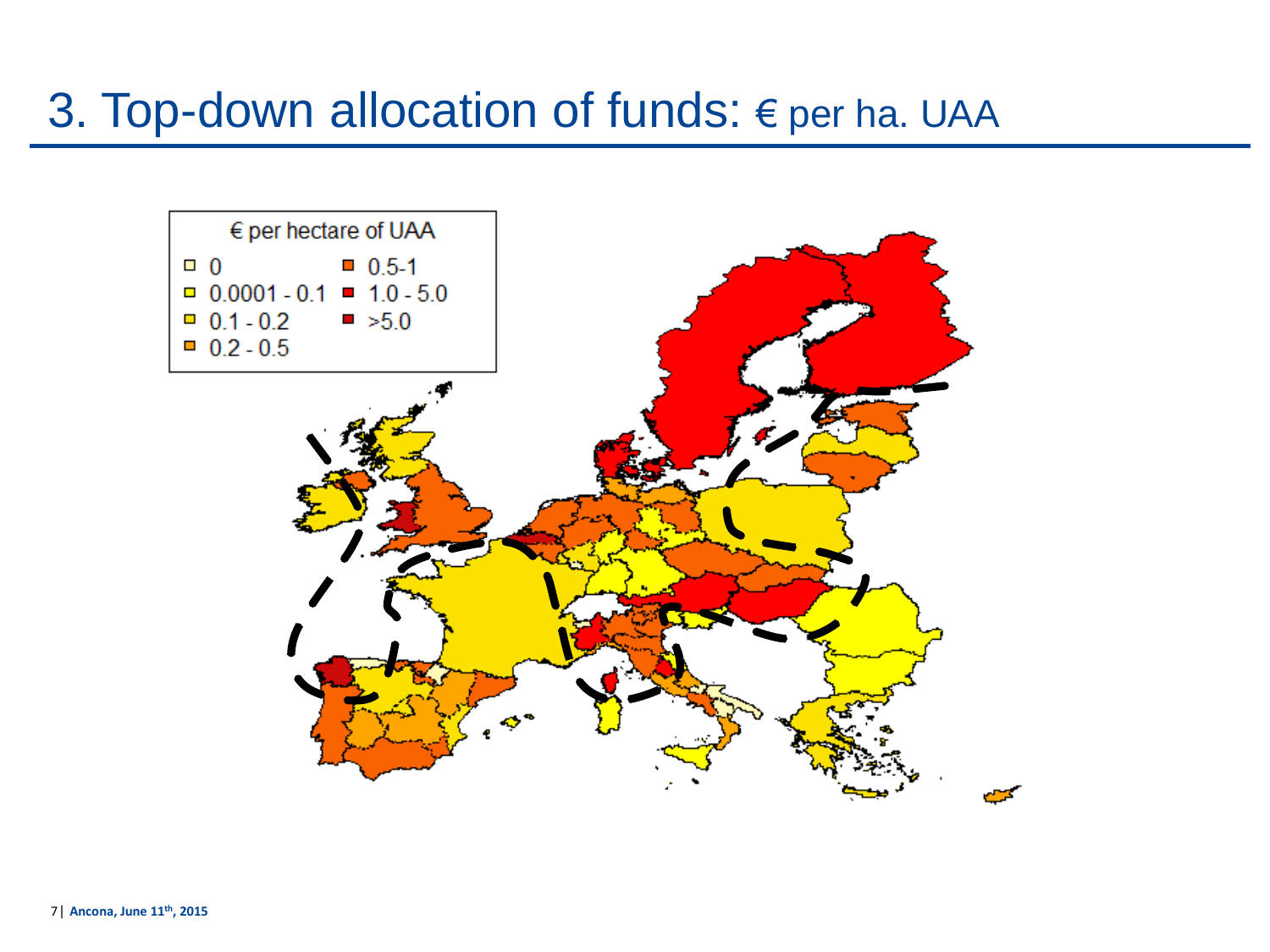# 3. Top-down allocation of funds: € per ha. UAA

€ per hectare of UAA

- 0
- 0.0001 - 0.1
- 0.1 - 0.2
- 0.2 - 0.5
- 0.5-1
- 1.0 - 5.0
- >5.0

Ancona, June 11th, 2015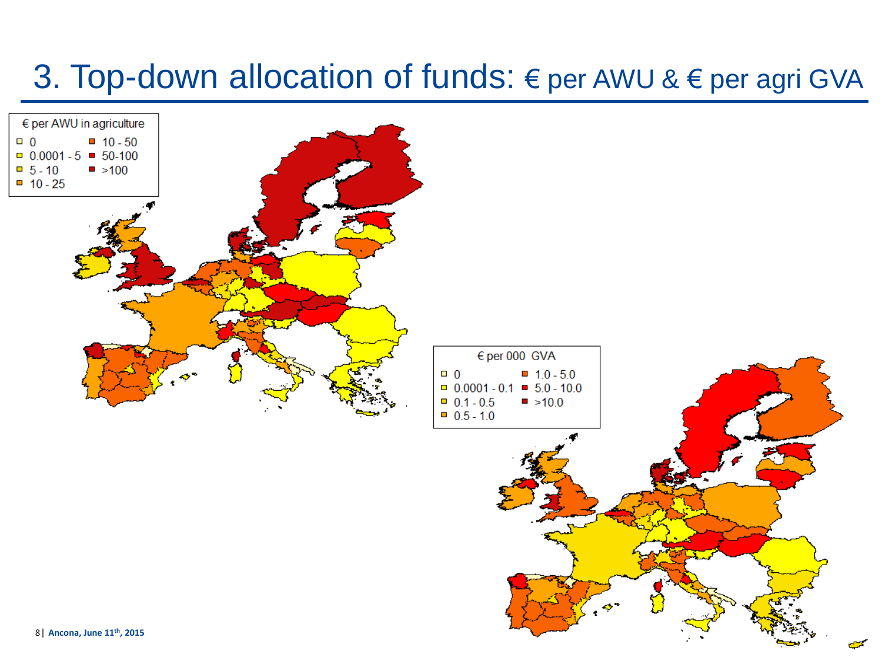# 3. Top-down allocation of funds: € per AWU & € per agri GVA

€ per AWU in agriculture

- 0
- 0.0001 - 5
- 5 - 10
- 10 - 25
- 10 - 50
- 50-100
- >100

€ per 000 GVA

- 0
- 0.0001 - 0.1
- 0.1 - 0.5
- 0.5 - 1.0
- 1.0 - 5.0
- 5.0 - 10.0
- >10.0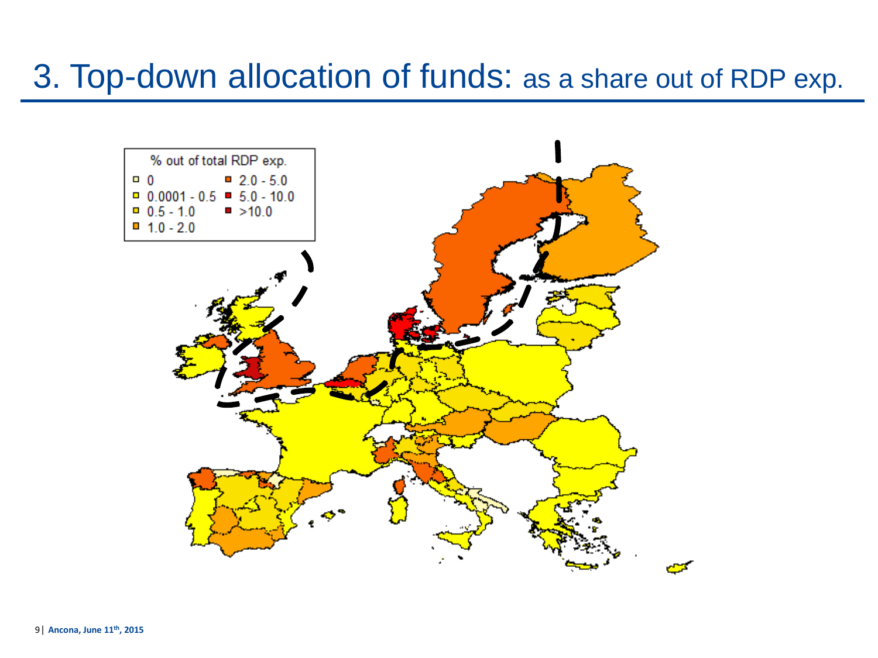# 3. Top-down allocation of funds: as a share out of RDP exp.

% out of total RDP exp.

- 0
- 0.0001 - 0.5
- 0.5 - 1.0
- 1.0 - 2.0
- 2.0 - 5.0
- 5.0 - 10.0
- >10.0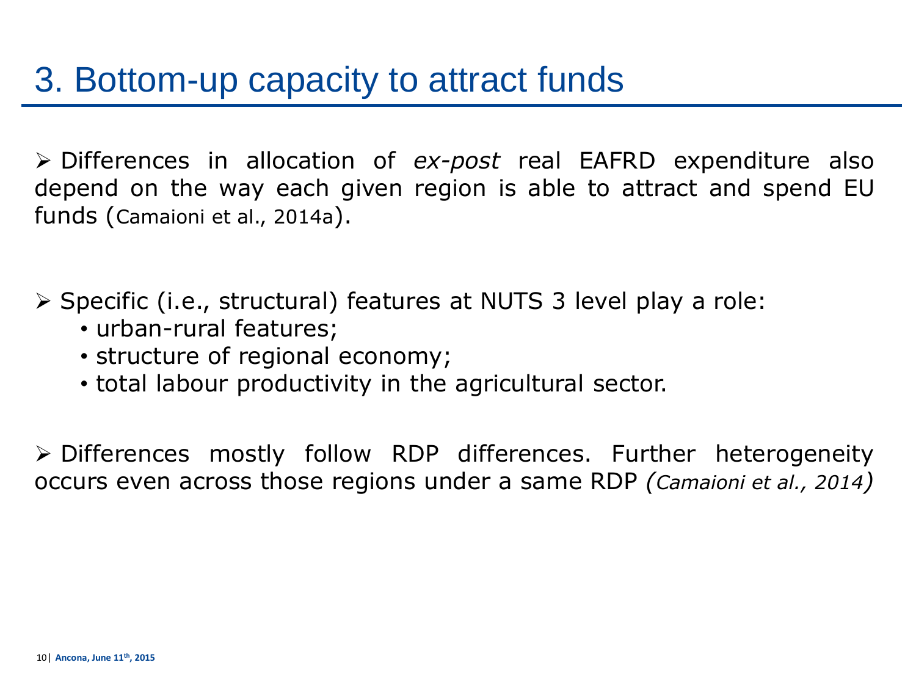# 3. Bottom-up capacity to attract funds

- Differences in allocation of *ex-post* real EAFRD expenditure also depend on the way each given region is able to attract and spend EU funds (Camaioni et al., 2014a).

- Specific (i.e., structural) features at NUTS 3 level play a role:
  - urban-rural features;
  - structure of regional economy;
  - total labour productivity in the agricultural sector.

- Differences mostly follow RDP differences. Further heterogeneity occurs even across those regions under a same RDP *(Camaioni et al., 2014)*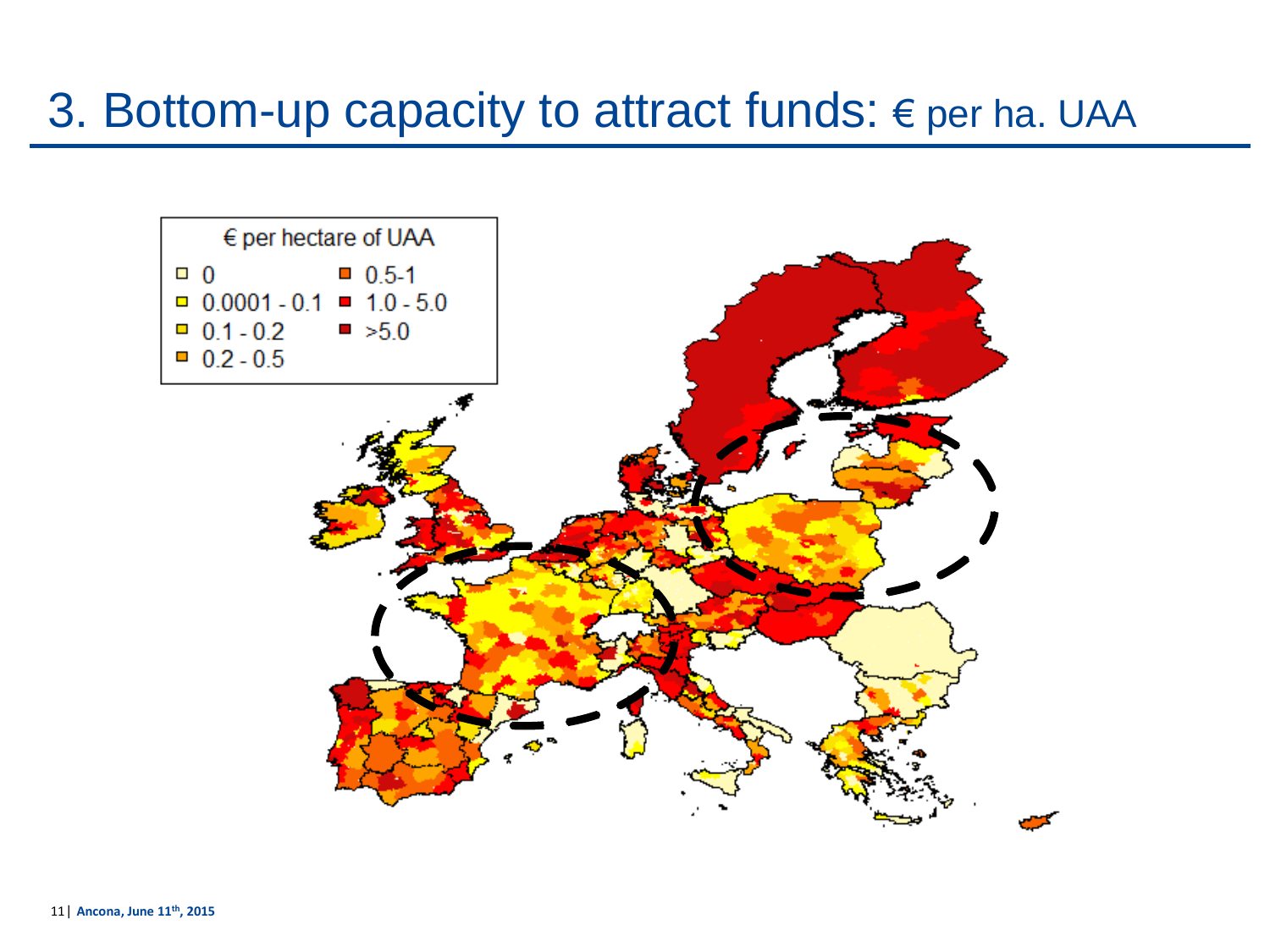# 3. Bottom-up capacity to attract funds: € per ha. UAA

€ per hectare of UAA

- 0
- 0.0001 - 0.1
- 0.1 - 0.2
- 0.2 - 0.5
- 0.5-1
- 1.0 - 5.0
- >5.0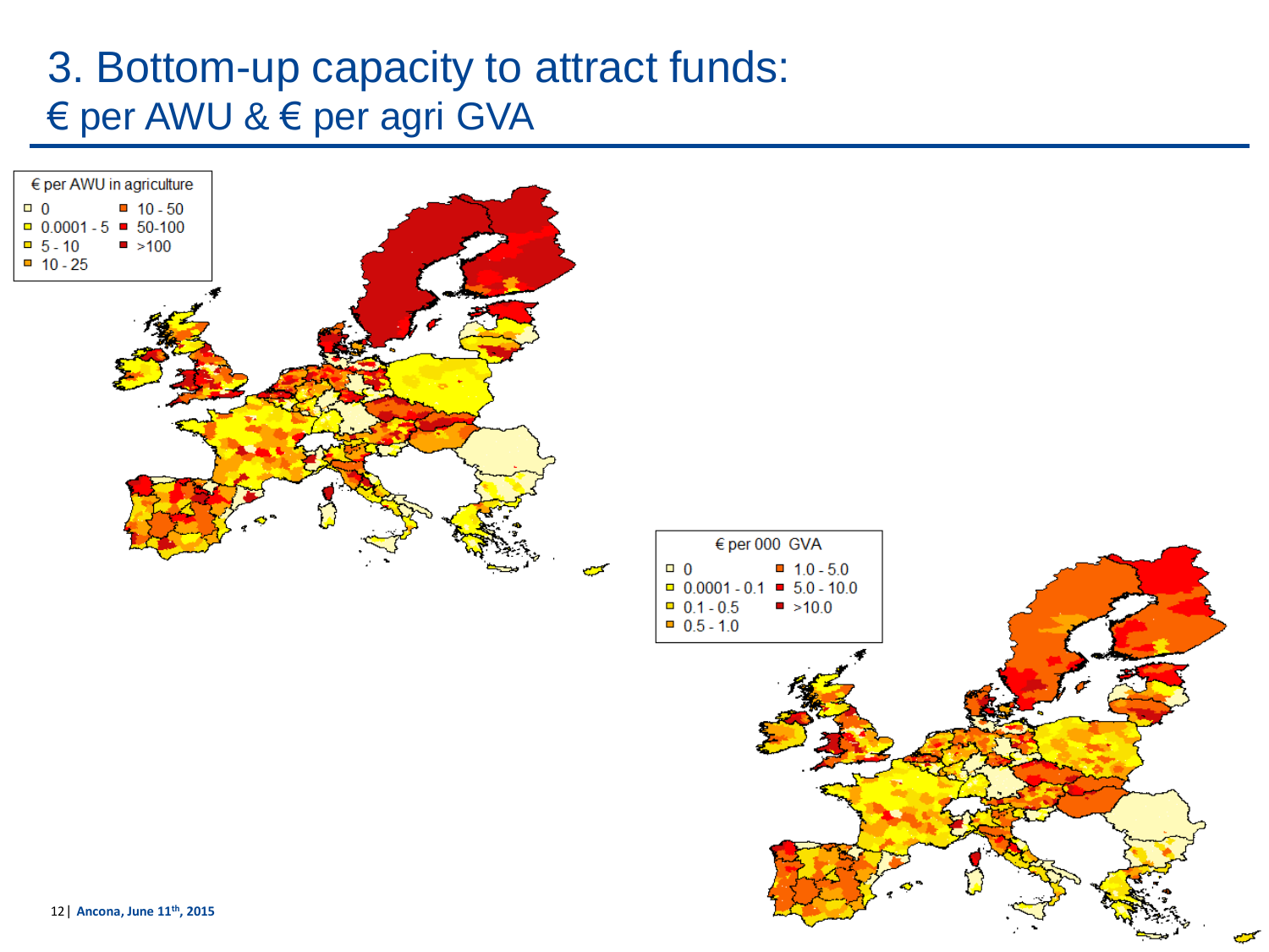# 3. Bottom-up capacity to attract funds:
## € per AWU & € per agri GVA

| € per AWU in agriculture | |
|---|---|
| 0 | 10 - 50 |
| 0.0001 - 5 | 50-100 |
| 5 - 10 | >100 |
| 10 - 25 | |

| € per 000 GVA | |
|---|---|
| 0 | 1.0 - 5.0 |
| 0.0001 - 0.1 | 5.0 - 10.0 |
| 0.1 - 0.5 | >10.0 |
| 0.5 - 1.0 | |

Ancona, June 11th, 2015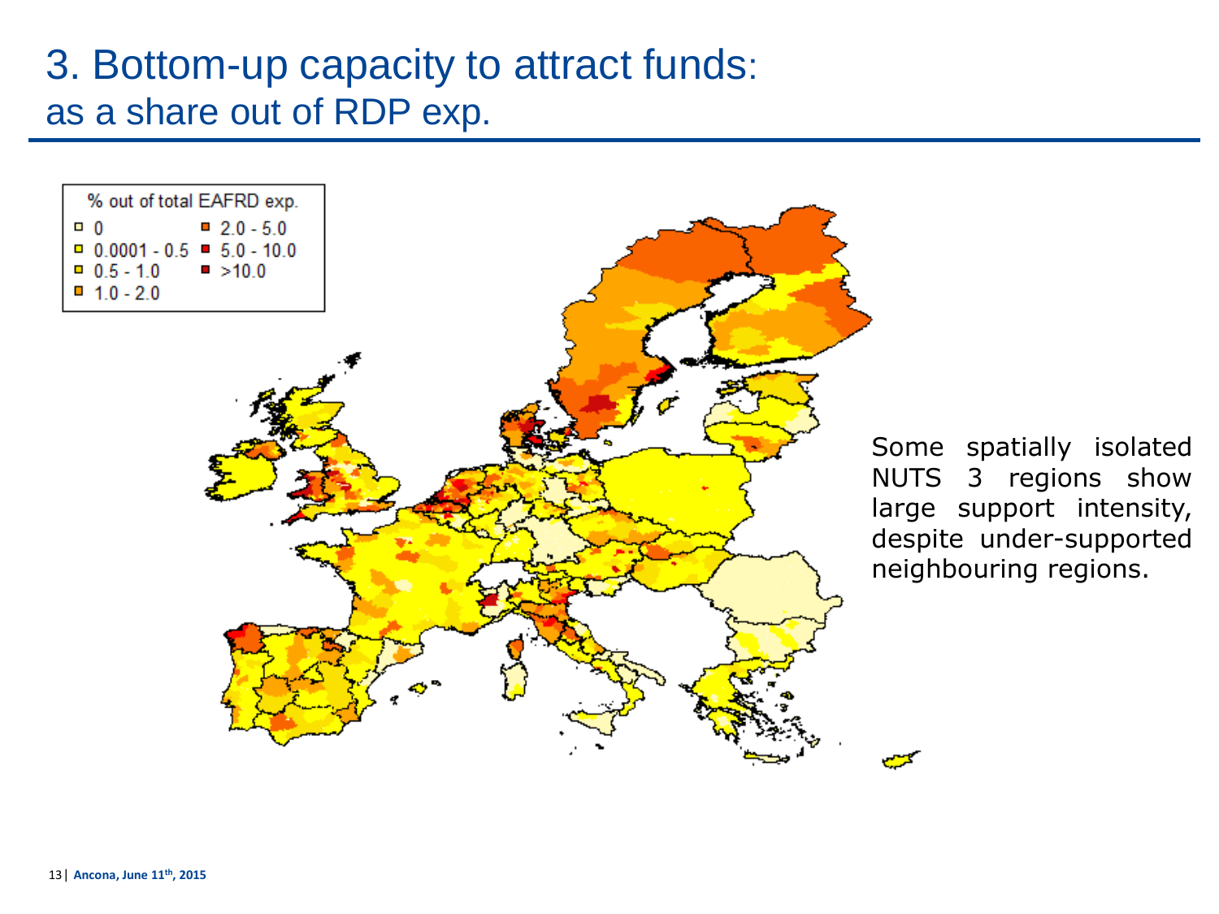# 3. Bottom-up capacity to attract funds:
## as a share out of RDP exp.

% out of total EAFRD exp.

- 0
- 0.0001 - 0.5
- 0.5 - 1.0
- 1.0 - 2.0
- 2.0 - 5.0
- 5.0 - 10.0
- >10.0

Some spatially isolated NUTS 3 regions show large support intensity, despite under-supported neighbouring regions.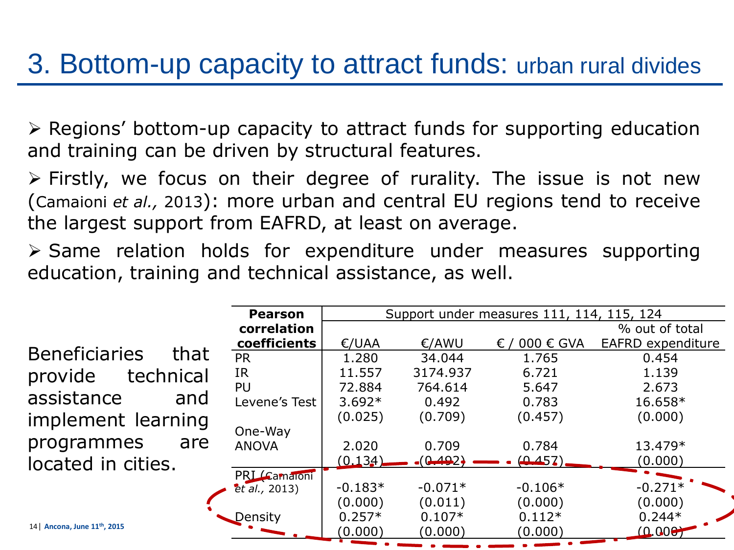# 3. Bottom-up capacity to attract funds: urban rural divides

- Regions' bottom-up capacity to attract funds for supporting education and training can be driven by structural features.
- Firstly, we focus on their degree of rurality. The issue is not new (Camaioni *et al.,* 2013): more urban and central EU regions tend to receive the largest support from EAFRD, at least on average.
- Same relation holds for expenditure under measures supporting education, training and technical assistance, as well.

Beneficiaries that provide technical assistance and implement learning programmes are located in cities.

| **Pearson correlation coefficients** | Support under measures 111, 114, 115, 124 | | | |
|---|---|---|---|---|
| | €/UAA | €/AWU | € / 000 € GVA | % out of total EAFRD expenditure |
| PR | 1.280 | 34.044 | 1.765 | 0.454 |
| IR | 11.557 | 3174.937 | 6.721 | 1.139 |
| PU | 72.884 | 764.614 | 5.647 | 2.673 |
| Levene's Test | 3.692* | 0.492 | 0.783 | 16.658* |
| | (0.025) | (0.709) | (0.457) | (0.000) |
| One-Way ANOVA | 2.020 | 0.709 | 0.784 | 13.479* |
| | (0.134) | (0.492) | (0.457) | (0.000) |
| PRI (Camaioni *et al.,* 2013) | -0.183* | -0.071* | -0.106* | -0.271* |
| | (0.000) | (0.011) | (0.000) | (0.000) |
| Density | 0.257* | 0.107* | 0.112* | 0.244* |
| | (0.000) | (0.000) | (0.000) | (0.000) |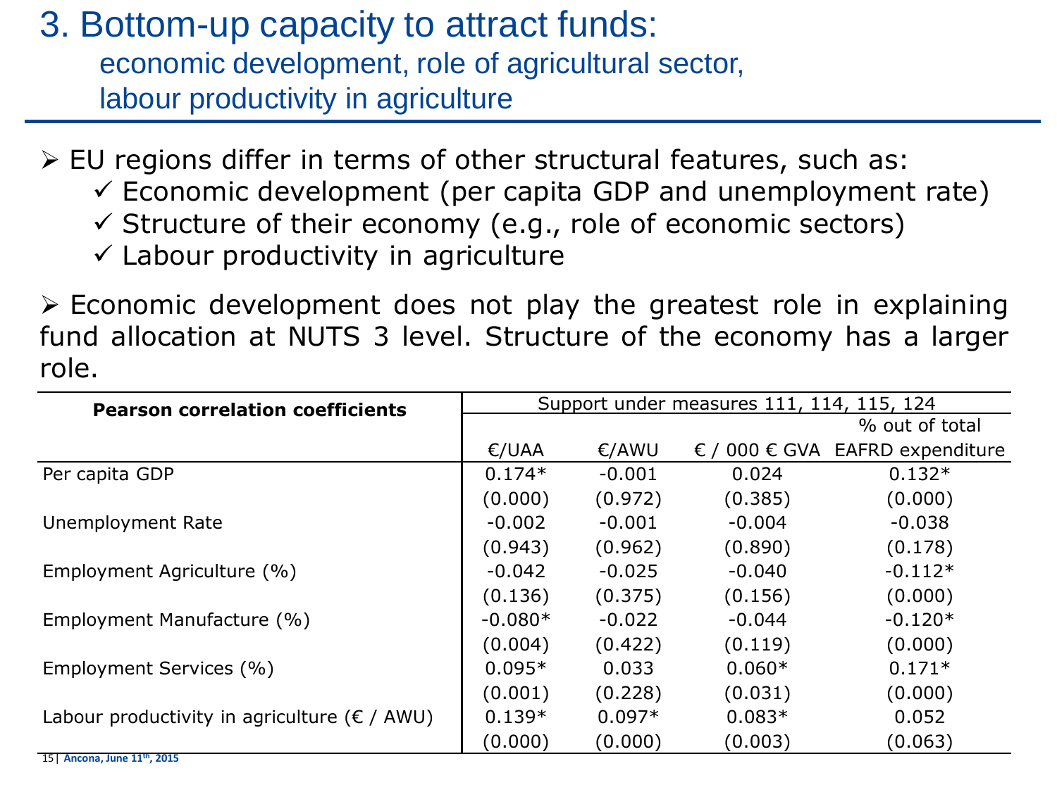# 3. Bottom-up capacity to attract funds:

## economic development, role of agricultural sector, labour productivity in agriculture

- EU regions differ in terms of other structural features, such as:
  - ✓ Economic development (per capita GDP and unemployment rate)
  - ✓ Structure of their economy (e.g., role of economic sectors)
  - ✓ Labour productivity in agriculture

- Economic development does not play the greatest role in explaining fund allocation at NUTS 3 level. Structure of the economy has a larger role.

| **Pearson correlation coefficients** | Support under measures 111, 114, 115, 124 | | | |
|---|---|---|---|---|
| | €/UAA | €/AWU | € / 000 € GVA | % out of total EAFRD expenditure |
| Per capita GDP | 0.174* | -0.001 | 0.024 | 0.132* |
| | (0.000) | (0.972) | (0.385) | (0.000) |
| Unemployment Rate | -0.002 | -0.001 | -0.004 | -0.038 |
| | (0.943) | (0.962) | (0.890) | (0.178) |
| Employment Agriculture (%) | -0.042 | -0.025 | -0.040 | -0.112* |
| | (0.136) | (0.375) | (0.156) | (0.000) |
| Employment Manufacture (%) | -0.080* | -0.022 | -0.044 | -0.120* |
| | (0.004) | (0.422) | (0.119) | (0.000) |
| Employment Services (%) | 0.095* | 0.033 | 0.060* | 0.171* |
| | (0.001) | (0.228) | (0.031) | (0.000) |
| Labour productivity in agriculture (€ / AWU) | 0.139* | 0.097* | 0.083* | 0.052 |
| | (0.000) | (0.000) | (0.003) | (0.063) |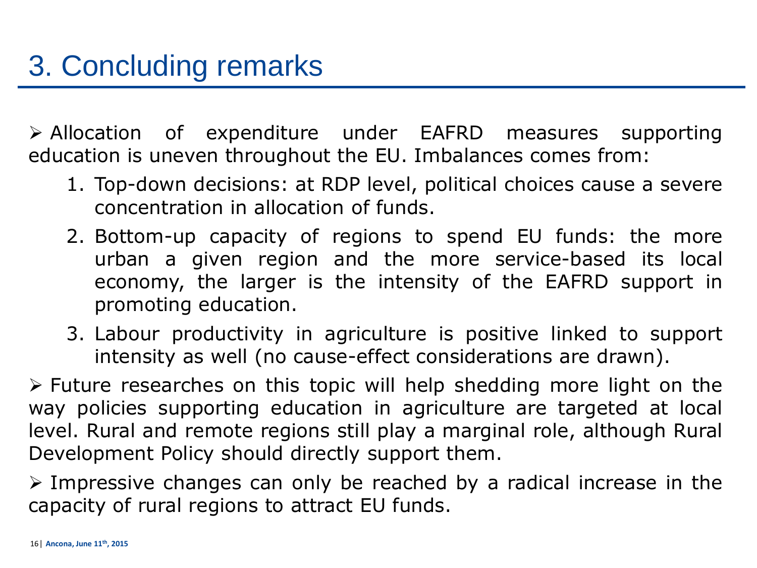# 3. Concluding remarks

- Allocation of expenditure under EAFRD measures supporting education is uneven throughout the EU. Imbalances comes from:
  1. Top-down decisions: at RDP level, political choices cause a severe concentration in allocation of funds.
  2. Bottom-up capacity of regions to spend EU funds: the more urban a given region and the more service-based its local economy, the larger is the intensity of the EAFRD support in promoting education.
  3. Labour productivity in agriculture is positive linked to support intensity as well (no cause-effect considerations are drawn).
- Future researches on this topic will help shedding more light on the way policies supporting education in agriculture are targeted at local level. Rural and remote regions still play a marginal role, although Rural Development Policy should directly support them.
- Impressive changes can only be reached by a radical increase in the capacity of rural regions to attract EU funds.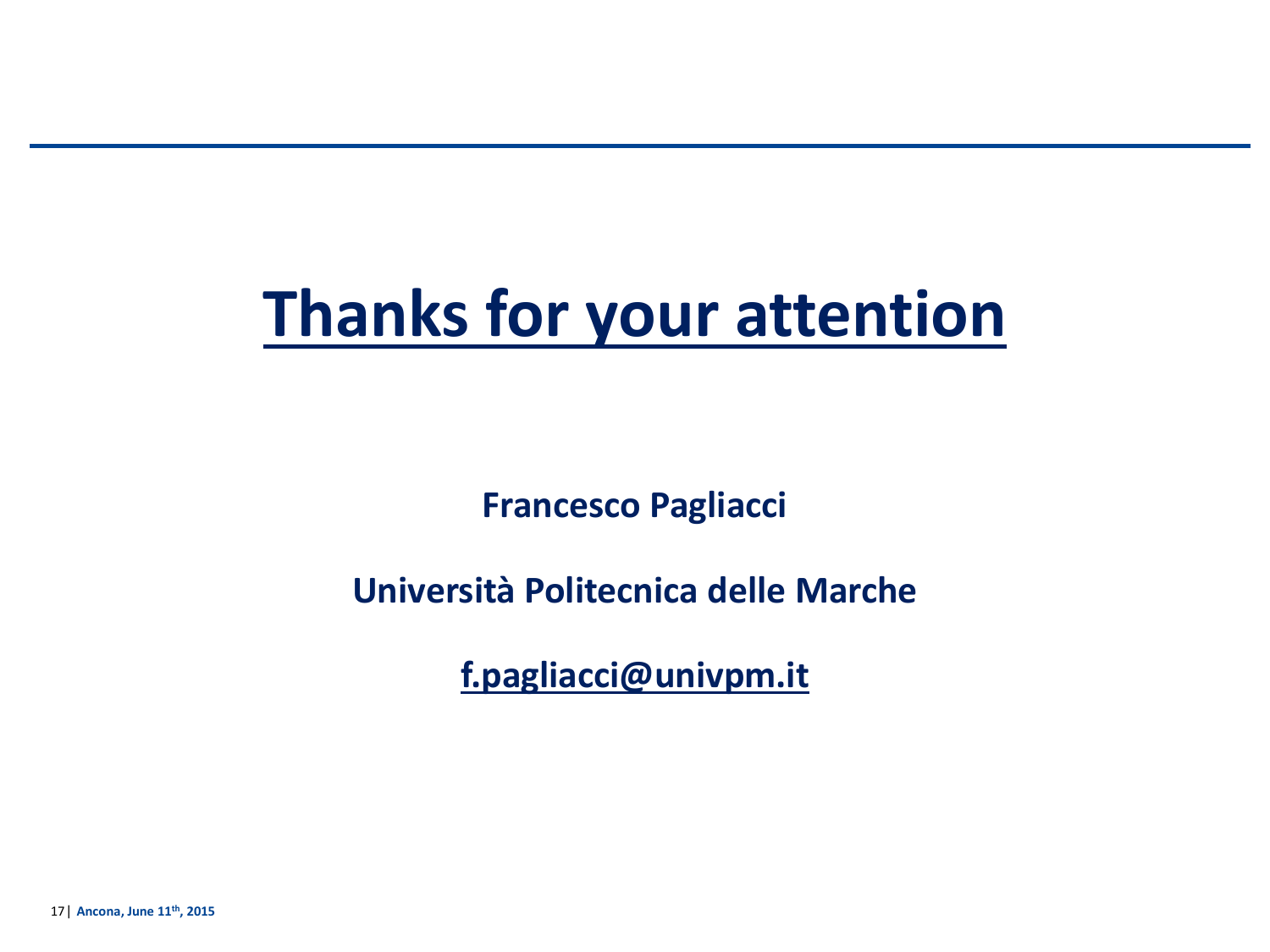# Thanks for your attention

**Francesco Pagliacci**

**Università Politecnica delle Marche**

**f.pagliacci@univpm.it**